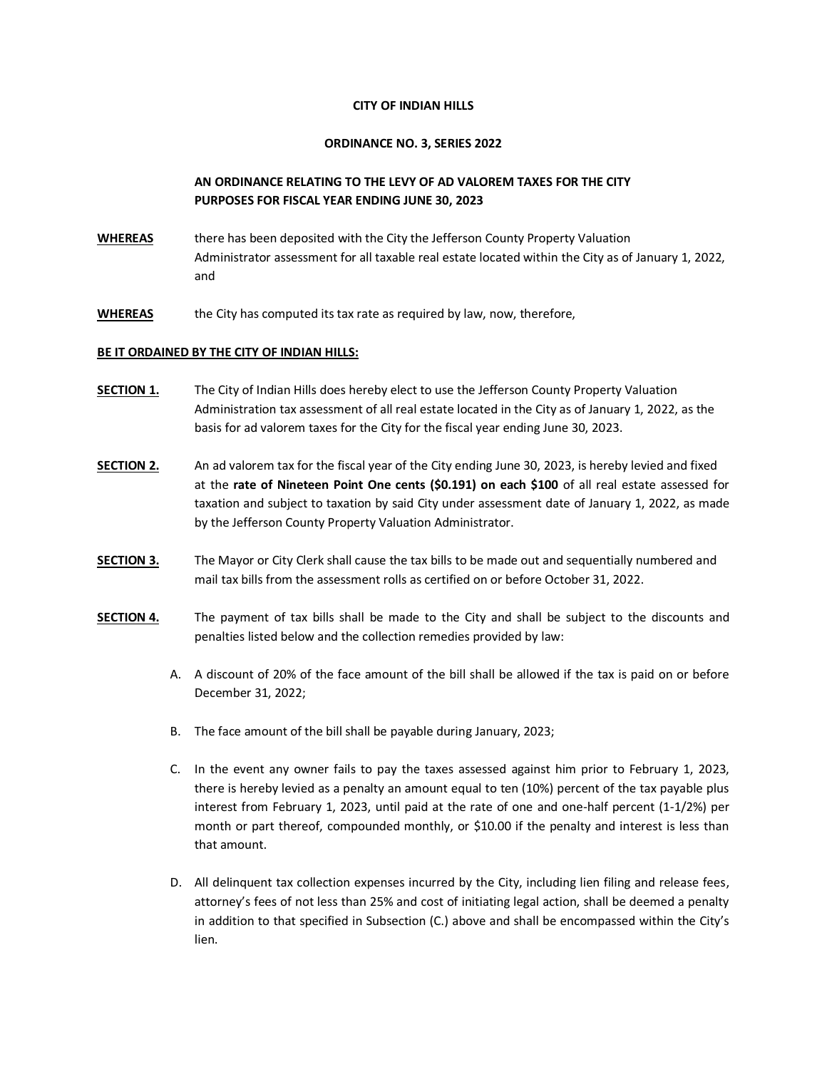**CITY OF INDIAN HILLS**

**ORDINANCE NO. 3, SERIES 2022**

**AN ORDINANCE RELATING TO THE LEVY OF AD VALOREM TAXES FOR THE CITY PURPOSES FOR FISCAL YEAR ENDING JUNE 30, 2023**

**WHEREAS** there has been deposited with the City the Jefferson County Property Valuation Administrator assessment for all taxable real estate located within the City as of January 1, 2022, and

**WHEREAS** the City has computed its tax rate as required by law, now, therefore,

**BE IT ORDAINED BY THE CITY OF INDIAN HILLS:**

**SECTION 1.** The City of Indian Hills does hereby elect to use the Jefferson County Property Valuation Administration tax assessment of all real estate located in the City as of January 1, 2022, as the basis for ad valorem taxes for the City for the fiscal year ending June 30, 2023.

**SECTION 2.** An ad valorem tax for the fiscal year of the City ending June 30, 2023, is hereby levied and fixed at the **rate of Nineteen Point One cents ($0.191) on each $100** of all real estate assessed for taxation and subject to taxation by said City under assessment date of January 1, 2022, as made by the Jefferson County Property Valuation Administrator.

**SECTION 3.** The Mayor or City Clerk shall cause the tax bills to be made out and sequentially numbered and mail tax bills from the assessment rolls as certified on or before October 31, 2022.

**SECTION 4.** The payment of tax bills shall be made to the City and shall be subject to the discounts and penalties listed below and the collection remedies provided by law:

A. A discount of 20% of the face amount of the bill shall be allowed if the tax is paid on or before December 31, 2022;

B. The face amount of the bill shall be payable during January, 2023;

C. In the event any owner fails to pay the taxes assessed against him prior to February 1, 2023, there is hereby levied as a penalty an amount equal to ten (10%) percent of the tax payable plus interest from February 1, 2023, until paid at the rate of one and one-half percent (1-1/2%) per month or part thereof, compounded monthly, or $10.00 if the penalty and interest is less than that amount.

D. All delinquent tax collection expenses incurred by the City, including lien filing and release fees, attorney's fees of not less than 25% and cost of initiating legal action, shall be deemed a penalty in addition to that specified in Subsection (C.) above and shall be encompassed within the City's lien.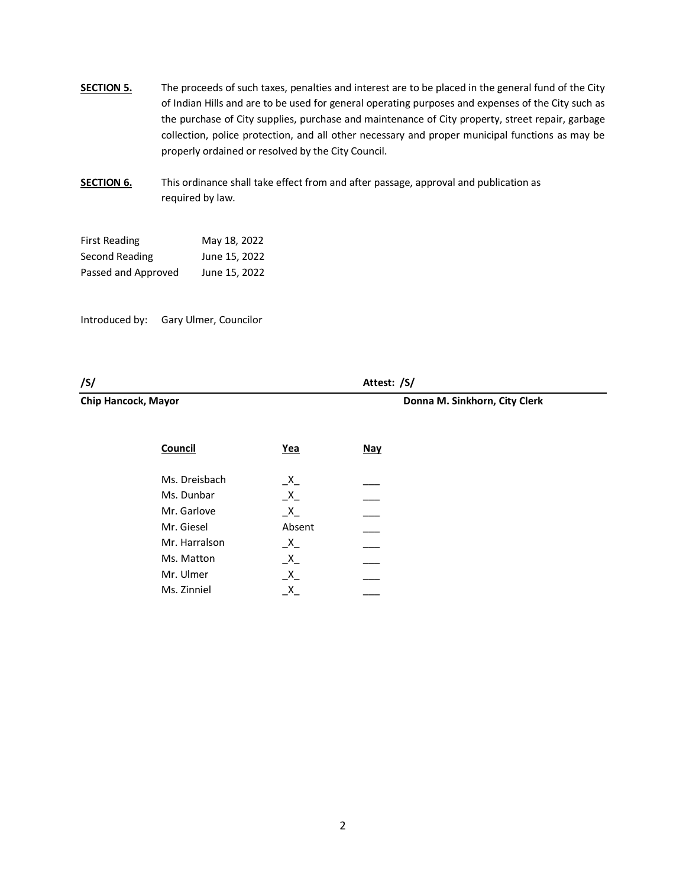**SECTION 5.** The proceeds of such taxes, penalties and interest are to be placed in the general fund of the City of Indian Hills and are to be used for general operating purposes and expenses of the City such as the purchase of City supplies, purchase and maintenance of City property, street repair, garbage collection, police protection, and all other necessary and proper municipal functions as may be properly ordained or resolved by the City Council.

**SECTION 6.** This ordinance shall take effect from and after passage, approval and publication as required by law.

| | |
|---|---|
| First Reading | May 18, 2022 |
| Second Reading | June 15, 2022 |
| Passed and Approved | June 15, 2022 |

Introduced by: Gary Ulmer, Councilor

**/S/** **Attest: /S/**

**Chip Hancock, Mayor** **Donna M. Sinkhorn, City Clerk**

| Council | Yea | Nay |
|---|---|---|
| Ms. Dreisbach | _X_ | ___ |
| Ms. Dunbar | _X_ | ___ |
| Mr. Garlove | _X_ | ___ |
| Mr. Giesel | Absent | ___ |
| Mr. Harralson | _X_ | ___ |
| Ms. Matton | _X_ | ___ |
| Mr. Ulmer | _X_ | ___ |
| Ms. Zinniel | _X_ | ___ |